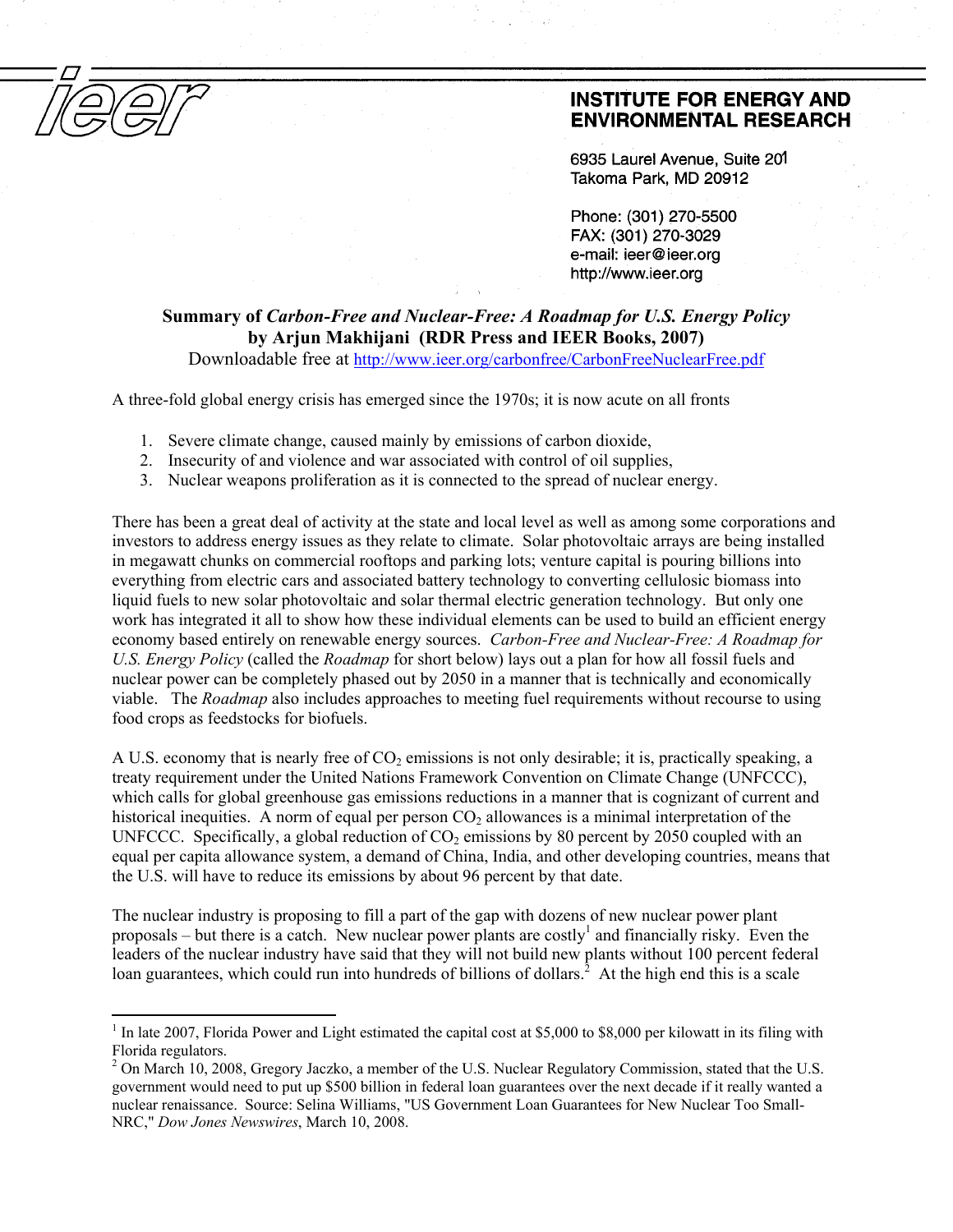ieer

**INSTITUTE FOR ENERGY AND ENVIRONMENTAL RESEARCH**

6935 Laurel Avenue, Suite 201
Takoma Park, MD 20912

Phone: (301) 270-5500
FAX: (301) 270-3029
e-mail: ieer@ieer.org
http://www.ieer.org

## Summary of *Carbon-Free and Nuclear-Free: A Roadmap for U.S. Energy Policy* by Arjun Makhijani (RDR Press and IEER Books, 2007)

Downloadable free at http://www.ieer.org/carbonfree/CarbonFreeNuclearFree.pdf

A three-fold global energy crisis has emerged since the 1970s; it is now acute on all fronts

1. Severe climate change, caused mainly by emissions of carbon dioxide,
2. Insecurity of and violence and war associated with control of oil supplies,
3. Nuclear weapons proliferation as it is connected to the spread of nuclear energy.

There has been a great deal of activity at the state and local level as well as among some corporations and investors to address energy issues as they relate to climate. Solar photovoltaic arrays are being installed in megawatt chunks on commercial rooftops and parking lots; venture capital is pouring billions into everything from electric cars and associated battery technology to converting cellulosic biomass into liquid fuels to new solar photovoltaic and solar thermal electric generation technology. But only one work has integrated it all to show how these individual elements can be used to build an efficient energy economy based entirely on renewable energy sources. *Carbon-Free and Nuclear-Free: A Roadmap for U.S. Energy Policy* (called the *Roadmap* for short below) lays out a plan for how all fossil fuels and nuclear power can be completely phased out by 2050 in a manner that is technically and economically viable. The *Roadmap* also includes approaches to meeting fuel requirements without recourse to using food crops as feedstocks for biofuels.

A U.S. economy that is nearly free of $CO_2$ emissions is not only desirable; it is, practically speaking, a treaty requirement under the United Nations Framework Convention on Climate Change (UNFCCC), which calls for global greenhouse gas emissions reductions in a manner that is cognizant of current and historical inequities. A norm of equal per person $CO_2$ allowances is a minimal interpretation of the UNFCCC. Specifically, a global reduction of $CO_2$ emissions by 80 percent by 2050 coupled with an equal per capita allowance system, a demand of China, India, and other developing countries, means that the U.S. will have to reduce its emissions by about 96 percent by that date.

The nuclear industry is proposing to fill a part of the gap with dozens of new nuclear power plant proposals – but there is a catch. New nuclear power plants are costly[1] and financially risky. Even the leaders of the nuclear industry have said that they will not build new plants without 100 percent federal loan guarantees, which could run into hundreds of billions of dollars.[2] At the high end this is a scale

[1] In late 2007, Florida Power and Light estimated the capital cost at $5,000 to $8,000 per kilowatt in its filing with Florida regulators.

[2] On March 10, 2008, Gregory Jaczko, a member of the U.S. Nuclear Regulatory Commission, stated that the U.S. government would need to put up $500 billion in federal loan guarantees over the next decade if it really wanted a nuclear renaissance. Source: Selina Williams, "US Government Loan Guarantees for New Nuclear Too Small-NRC," *Dow Jones Newswires*, March 10, 2008.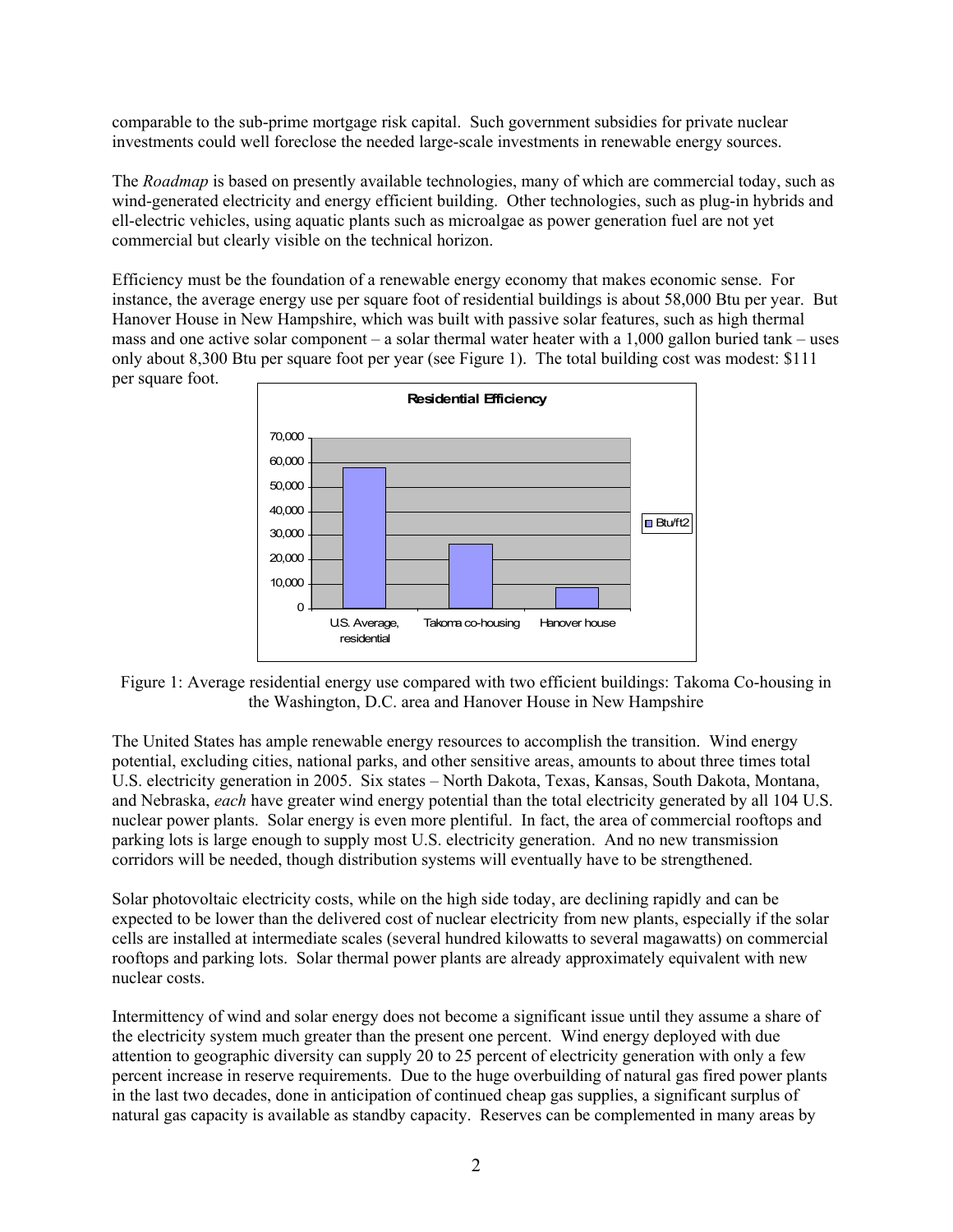comparable to the sub-prime mortgage risk capital. Such government subsidies for private nuclear investments could well foreclose the needed large-scale investments in renewable energy sources.

The *Roadmap* is based on presently available technologies, many of which are commercial today, such as wind-generated electricity and energy efficient building. Other technologies, such as plug-in hybrids and ell-electric vehicles, using aquatic plants such as microalgae as power generation fuel are not yet commercial but clearly visible on the technical horizon.

Efficiency must be the foundation of a renewable energy economy that makes economic sense. For instance, the average energy use per square foot of residential buildings is about 58,000 Btu per year. But Hanover House in New Hampshire, which was built with passive solar features, such as high thermal mass and one active solar component – a solar thermal water heater with a 1,000 gallon buried tank – uses only about 8,300 Btu per square foot per year (see Figure 1). The total building cost was modest: $111 per square foot.

**Residential Efficiency**

| | Btu/ft2 |
|---|---|
| U.S. Average, residential | ~58,000 |
| Takoma co-housing | ~26,000 |
| Hanover house | ~8,300 |

Figure 1: Average residential energy use compared with two efficient buildings: Takoma Co-housing in the Washington, D.C. area and Hanover House in New Hampshire

The United States has ample renewable energy resources to accomplish the transition. Wind energy potential, excluding cities, national parks, and other sensitive areas, amounts to about three times total U.S. electricity generation in 2005. Six states – North Dakota, Texas, Kansas, South Dakota, Montana, and Nebraska, *each* have greater wind energy potential than the total electricity generated by all 104 U.S. nuclear power plants. Solar energy is even more plentiful. In fact, the area of commercial rooftops and parking lots is large enough to supply most U.S. electricity generation. And no new transmission corridors will be needed, though distribution systems will eventually have to be strengthened.

Solar photovoltaic electricity costs, while on the high side today, are declining rapidly and can be expected to be lower than the delivered cost of nuclear electricity from new plants, especially if the solar cells are installed at intermediate scales (several hundred kilowatts to several magawatts) on commercial rooftops and parking lots. Solar thermal power plants are already approximately equivalent with new nuclear costs.

Intermittency of wind and solar energy does not become a significant issue until they assume a share of the electricity system much greater than the present one percent. Wind energy deployed with due attention to geographic diversity can supply 20 to 25 percent of electricity generation with only a few percent increase in reserve requirements. Due to the huge overbuilding of natural gas fired power plants in the last two decades, done in anticipation of continued cheap gas supplies, a significant surplus of natural gas capacity is available as standby capacity. Reserves can be complemented in many areas by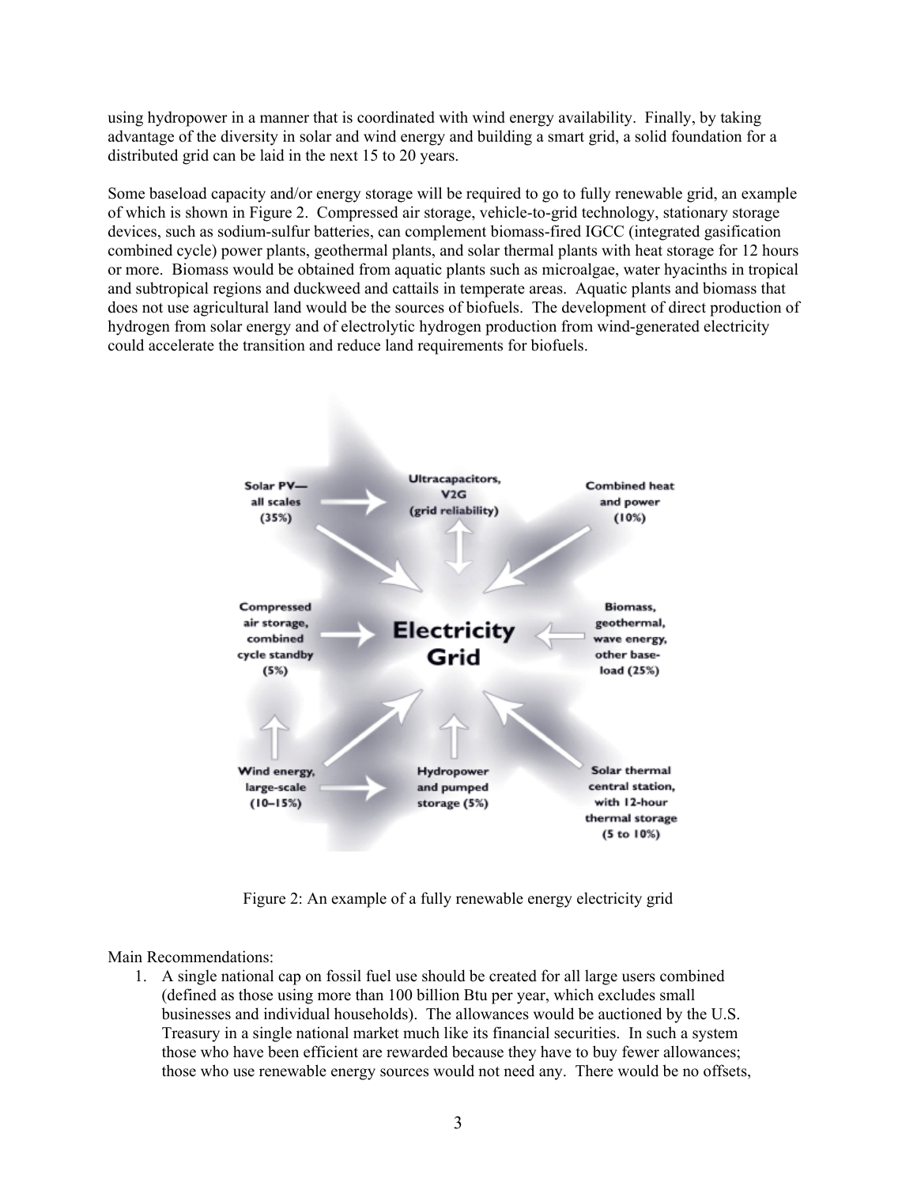using hydropower in a manner that is coordinated with wind energy availability. Finally, by taking advantage of the diversity in solar and wind energy and building a smart grid, a solid foundation for a distributed grid can be laid in the next 15 to 20 years.

Some baseload capacity and/or energy storage will be required to go to fully renewable grid, an example of which is shown in Figure 2. Compressed air storage, vehicle-to-grid technology, stationary storage devices, such as sodium-sulfur batteries, can complement biomass-fired IGCC (integrated gasification combined cycle) power plants, geothermal plants, and solar thermal plants with heat storage for 12 hours or more. Biomass would be obtained from aquatic plants such as microalgae, water hyacinths in tropical and subtropical regions and duckweed and cattails in temperate areas. Aquatic plants and biomass that does not use agricultural land would be the sources of biofuels. The development of direct production of hydrogen from solar energy and of electrolytic hydrogen production from wind-generated electricity could accelerate the transition and reduce land requirements for biofuels.

Solar PV— all scales (35%)

Ultracapacitors, V2G (grid reliability)

Combined heat and power (10%)

Compressed air storage, combined cycle standby (5%)

Electricity Grid

Biomass, geothermal, wave energy, other base-load (25%)

Wind energy, large-scale (10–15%)

Hydropower and pumped storage (5%)

Solar thermal central station, with 12-hour thermal storage (5 to 10%)

Figure 2: An example of a fully renewable energy electricity grid

Main Recommendations:

1. A single national cap on fossil fuel use should be created for all large users combined (defined as those using more than 100 billion Btu per year, which excludes small businesses and individual households). The allowances would be auctioned by the U.S. Treasury in a single national market much like its financial securities. In such a system those who have been efficient are rewarded because they have to buy fewer allowances; those who use renewable energy sources would not need any. There would be no offsets,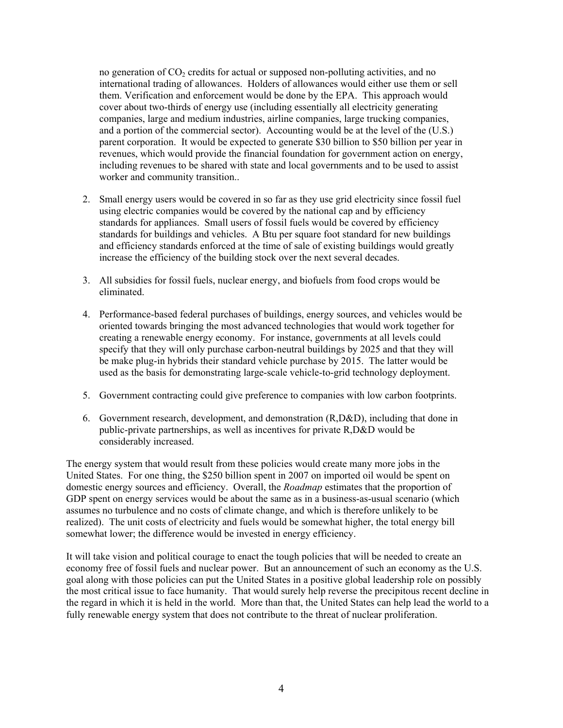no generation of $CO_2$ credits for actual or supposed non-polluting activities, and no international trading of allowances. Holders of allowances would either use them or sell them. Verification and enforcement would be done by the EPA. This approach would cover about two-thirds of energy use (including essentially all electricity generating companies, large and medium industries, airline companies, large trucking companies, and a portion of the commercial sector). Accounting would be at the level of the (U.S.) parent corporation. It would be expected to generate \$30 billion to \$50 billion per year in revenues, which would provide the financial foundation for government action on energy, including revenues to be shared with state and local governments and to be used to assist worker and community transition..

2. Small energy users would be covered in so far as they use grid electricity since fossil fuel using electric companies would be covered by the national cap and by efficiency standards for appliances. Small users of fossil fuels would be covered by efficiency standards for buildings and vehicles. A Btu per square foot standard for new buildings and efficiency standards enforced at the time of sale of existing buildings would greatly increase the efficiency of the building stock over the next several decades.

3. All subsidies for fossil fuels, nuclear energy, and biofuels from food crops would be eliminated.

4. Performance-based federal purchases of buildings, energy sources, and vehicles would be oriented towards bringing the most advanced technologies that would work together for creating a renewable energy economy. For instance, governments at all levels could specify that they will only purchase carbon-neutral buildings by 2025 and that they will be make plug-in hybrids their standard vehicle purchase by 2015. The latter would be used as the basis for demonstrating large-scale vehicle-to-grid technology deployment.

5. Government contracting could give preference to companies with low carbon footprints.

6. Government research, development, and demonstration (R,D&D), including that done in public-private partnerships, as well as incentives for private R,D&D would be considerably increased.

The energy system that would result from these policies would create many more jobs in the United States. For one thing, the \$250 billion spent in 2007 on imported oil would be spent on domestic energy sources and efficiency. Overall, the *Roadmap* estimates that the proportion of GDP spent on energy services would be about the same as in a business-as-usual scenario (which assumes no turbulence and no costs of climate change, and which is therefore unlikely to be realized). The unit costs of electricity and fuels would be somewhat higher, the total energy bill somewhat lower; the difference would be invested in energy efficiency.

It will take vision and political courage to enact the tough policies that will be needed to create an economy free of fossil fuels and nuclear power. But an announcement of such an economy as the U.S. goal along with those policies can put the United States in a positive global leadership role on possibly the most critical issue to face humanity. That would surely help reverse the precipitous recent decline in the regard in which it is held in the world. More than that, the United States can help lead the world to a fully renewable energy system that does not contribute to the threat of nuclear proliferation.